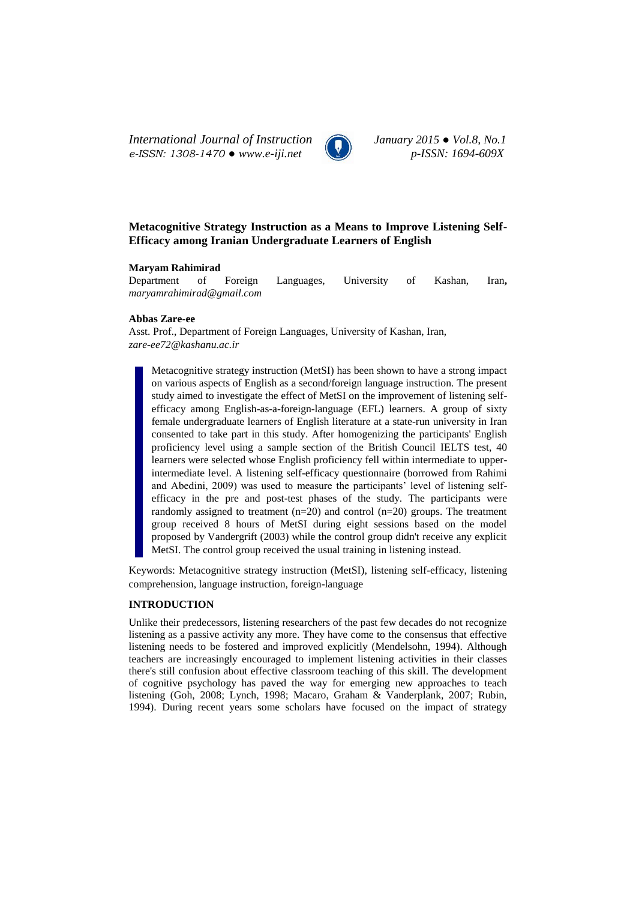# Metacognitive Strategy Instruction as a Means to Improve Listening Self-Efficacy among Iranian Undergraduate Learners of English

**Maryam Rahimirad**
Department of Foreign Languages, University of Kashan, Iran, *maryamrahimirad@gmail.com*

**Abbas Zare-ee**
Asst. Prof., Department of Foreign Languages, University of Kashan, Iran, *zare-ee72@kashanu.ac.ir*

> Metacognitive strategy instruction (MetSI) has been shown to have a strong impact on various aspects of English as a second/foreign language instruction. The present study aimed to investigate the effect of MetSI on the improvement of listening self-efficacy among English-as-a-foreign-language (EFL) learners. A group of sixty female undergraduate learners of English literature at a state-run university in Iran consented to take part in this study. After homogenizing the participants' English proficiency level using a sample section of the British Council IELTS test, 40 learners were selected whose English proficiency fell within intermediate to upper-intermediate level. A listening self-efficacy questionnaire (borrowed from Rahimi and Abedini, 2009) was used to measure the participants' level of listening self-efficacy in the pre and post-test phases of the study. The participants were randomly assigned to treatment (n=20) and control (n=20) groups. The treatment group received 8 hours of MetSI during eight sessions based on the model proposed by Vandergrift (2003) while the control group didn't receive any explicit MetSI. The control group received the usual training in listening instead.

Keywords: Metacognitive strategy instruction (MetSI), listening self-efficacy, listening comprehension, language instruction, foreign-language

## INTRODUCTION

Unlike their predecessors, listening researchers of the past few decades do not recognize listening as a passive activity any more. They have come to the consensus that effective listening needs to be fostered and improved explicitly (Mendelsohn, 1994). Although teachers are increasingly encouraged to implement listening activities in their classes there's still confusion about effective classroom teaching of this skill. The development of cognitive psychology has paved the way for emerging new approaches to teach listening (Goh, 2008; Lynch, 1998; Macaro, Graham & Vanderplank, 2007; Rubin, 1994). During recent years some scholars have focused on the impact of strategy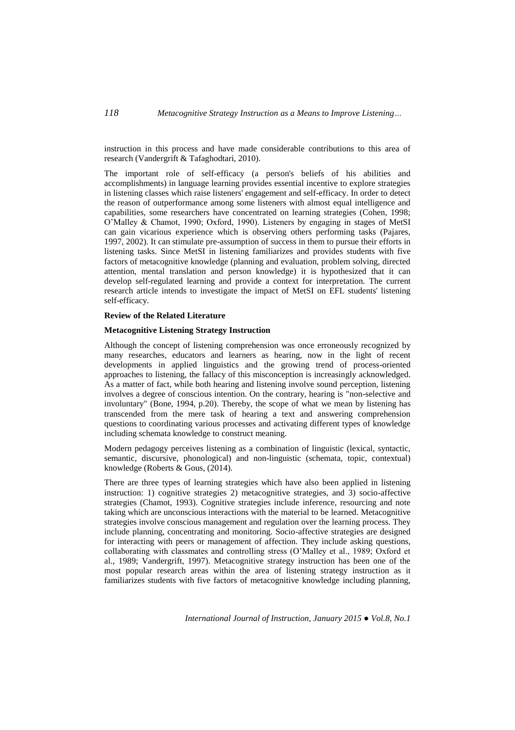instruction in this process and have made considerable contributions to this area of research (Vandergrift & Tafaghodtari, 2010).

The important role of self-efficacy (a person's beliefs of his abilities and accomplishments) in language learning provides essential incentive to explore strategies in listening classes which raise listeners' engagement and self-efficacy. In order to detect the reason of outperformance among some listeners with almost equal intelligence and capabilities, some researchers have concentrated on learning strategies (Cohen, 1998; O'Malley & Chamot, 1990; Oxford, 1990). Listeners by engaging in stages of MetSI can gain vicarious experience which is observing others performing tasks (Pajares, 1997, 2002). It can stimulate pre-assumption of success in them to pursue their efforts in listening tasks. Since MetSI in listening familiarizes and provides students with five factors of metacognitive knowledge (planning and evaluation, problem solving, directed attention, mental translation and person knowledge) it is hypothesized that it can develop self-regulated learning and provide a context for interpretation. The current research article intends to investigate the impact of MetSI on EFL students' listening self-efficacy.

## Review of the Related Literature

### Metacognitive Listening Strategy Instruction

Although the concept of listening comprehension was once erroneously recognized by many researches, educators and learners as hearing, now in the light of recent developments in applied linguistics and the growing trend of process-oriented approaches to listening, the fallacy of this misconception is increasingly acknowledged. As a matter of fact, while both hearing and listening involve sound perception, listening involves a degree of conscious intention. On the contrary, hearing is "non-selective and involuntary" (Bone, 1994, p.20). Thereby, the scope of what we mean by listening has transcended from the mere task of hearing a text and answering comprehension questions to coordinating various processes and activating different types of knowledge including schemata knowledge to construct meaning.

Modern pedagogy perceives listening as a combination of linguistic (lexical, syntactic, semantic, discursive, phonological) and non-linguistic (schemata, topic, contextual) knowledge (Roberts & Gous, (2014).

There are three types of learning strategies which have also been applied in listening instruction: 1) cognitive strategies 2) metacognitive strategies, and 3) socio-affective strategies (Chamot, 1993). Cognitive strategies include inference, resourcing and note taking which are unconscious interactions with the material to be learned. Metacognitive strategies involve conscious management and regulation over the learning process. They include planning, concentrating and monitoring. Socio-affective strategies are designed for interacting with peers or management of affection. They include asking questions, collaborating with classmates and controlling stress (O'Malley et al., 1989; Oxford et al., 1989; Vandergrift, 1997). Metacognitive strategy instruction has been one of the most popular research areas within the area of listening strategy instruction as it familiarizes students with five factors of metacognitive knowledge including planning,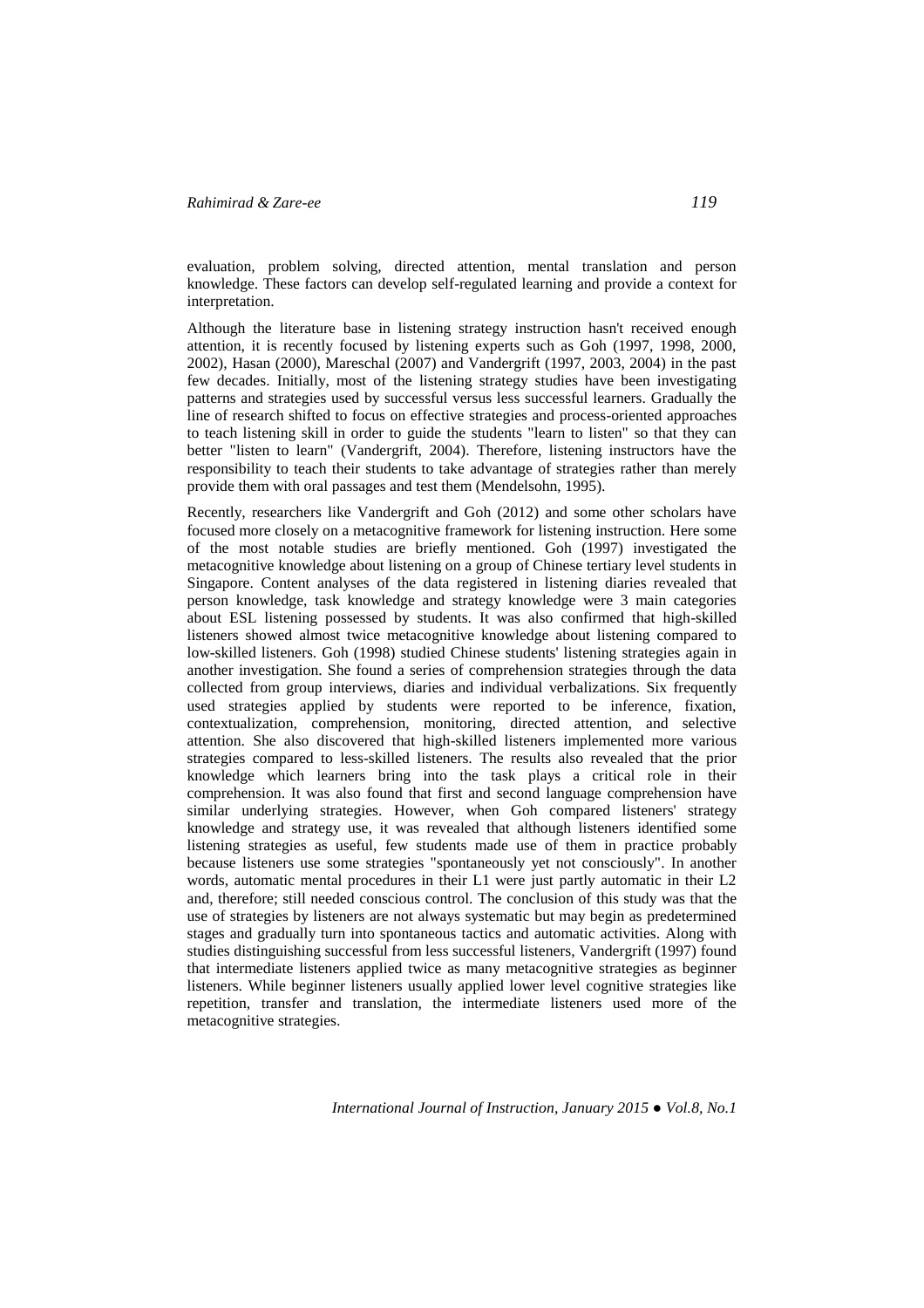evaluation, problem solving, directed attention, mental translation and person knowledge. These factors can develop self-regulated learning and provide a context for interpretation.

Although the literature base in listening strategy instruction hasn't received enough attention, it is recently focused by listening experts such as Goh (1997, 1998, 2000, 2002), Hasan (2000), Mareschal (2007) and Vandergrift (1997, 2003, 2004) in the past few decades. Initially, most of the listening strategy studies have been investigating patterns and strategies used by successful versus less successful learners. Gradually the line of research shifted to focus on effective strategies and process-oriented approaches to teach listening skill in order to guide the students "learn to listen" so that they can better "listen to learn" (Vandergrift, 2004). Therefore, listening instructors have the responsibility to teach their students to take advantage of strategies rather than merely provide them with oral passages and test them (Mendelsohn, 1995).

Recently, researchers like Vandergrift and Goh (2012) and some other scholars have focused more closely on a metacognitive framework for listening instruction. Here some of the most notable studies are briefly mentioned. Goh (1997) investigated the metacognitive knowledge about listening on a group of Chinese tertiary level students in Singapore. Content analyses of the data registered in listening diaries revealed that person knowledge, task knowledge and strategy knowledge were 3 main categories about ESL listening possessed by students. It was also confirmed that high-skilled listeners showed almost twice metacognitive knowledge about listening compared to low-skilled listeners. Goh (1998) studied Chinese students' listening strategies again in another investigation. She found a series of comprehension strategies through the data collected from group interviews, diaries and individual verbalizations. Six frequently used strategies applied by students were reported to be inference, fixation, contextualization, comprehension, monitoring, directed attention, and selective attention. She also discovered that high-skilled listeners implemented more various strategies compared to less-skilled listeners. The results also revealed that the prior knowledge which learners bring into the task plays a critical role in their comprehension. It was also found that first and second language comprehension have similar underlying strategies. However, when Goh compared listeners' strategy knowledge and strategy use, it was revealed that although listeners identified some listening strategies as useful, few students made use of them in practice probably because listeners use some strategies "spontaneously yet not consciously". In another words, automatic mental procedures in their L1 were just partly automatic in their L2 and, therefore; still needed conscious control. The conclusion of this study was that the use of strategies by listeners are not always systematic but may begin as predetermined stages and gradually turn into spontaneous tactics and automatic activities. Along with studies distinguishing successful from less successful listeners, Vandergrift (1997) found that intermediate listeners applied twice as many metacognitive strategies as beginner listeners. While beginner listeners usually applied lower level cognitive strategies like repetition, transfer and translation, the intermediate listeners used more of the metacognitive strategies.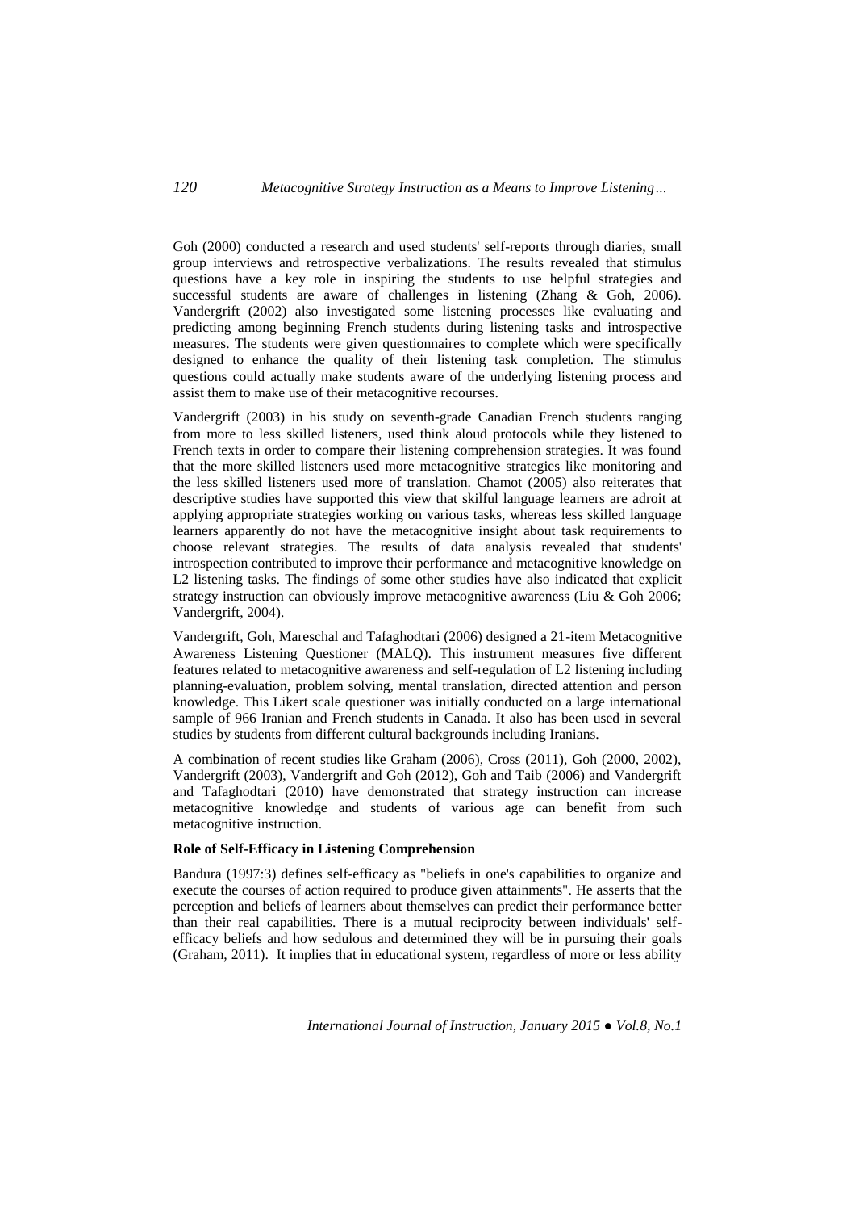Goh (2000) conducted a research and used students' self-reports through diaries, small group interviews and retrospective verbalizations. The results revealed that stimulus questions have a key role in inspiring the students to use helpful strategies and successful students are aware of challenges in listening (Zhang & Goh, 2006). Vandergrift (2002) also investigated some listening processes like evaluating and predicting among beginning French students during listening tasks and introspective measures. The students were given questionnaires to complete which were specifically designed to enhance the quality of their listening task completion. The stimulus questions could actually make students aware of the underlying listening process and assist them to make use of their metacognitive recourses.

Vandergrift (2003) in his study on seventh-grade Canadian French students ranging from more to less skilled listeners, used think aloud protocols while they listened to French texts in order to compare their listening comprehension strategies. It was found that the more skilled listeners used more metacognitive strategies like monitoring and the less skilled listeners used more of translation. Chamot (2005) also reiterates that descriptive studies have supported this view that skilful language learners are adroit at applying appropriate strategies working on various tasks, whereas less skilled language learners apparently do not have the metacognitive insight about task requirements to choose relevant strategies. The results of data analysis revealed that students' introspection contributed to improve their performance and metacognitive knowledge on L2 listening tasks. The findings of some other studies have also indicated that explicit strategy instruction can obviously improve metacognitive awareness (Liu & Goh 2006; Vandergrift, 2004).

Vandergrift, Goh, Mareschal and Tafaghodtari (2006) designed a 21-item Metacognitive Awareness Listening Questioner (MALQ). This instrument measures five different features related to metacognitive awareness and self-regulation of L2 listening including planning-evaluation, problem solving, mental translation, directed attention and person knowledge. This Likert scale questioner was initially conducted on a large international sample of 966 Iranian and French students in Canada. It also has been used in several studies by students from different cultural backgrounds including Iranians.

A combination of recent studies like Graham (2006), Cross (2011), Goh (2000, 2002), Vandergrift (2003), Vandergrift and Goh (2012), Goh and Taib (2006) and Vandergrift and Tafaghodtari (2010) have demonstrated that strategy instruction can increase metacognitive knowledge and students of various age can benefit from such metacognitive instruction.

**Role of Self-Efficacy in Listening Comprehension**

Bandura (1997:3) defines self-efficacy as "beliefs in one's capabilities to organize and execute the courses of action required to produce given attainments". He asserts that the perception and beliefs of learners about themselves can predict their performance better than their real capabilities. There is a mutual reciprocity between individuals' self-efficacy beliefs and how sedulous and determined they will be in pursuing their goals (Graham, 2011). It implies that in educational system, regardless of more or less ability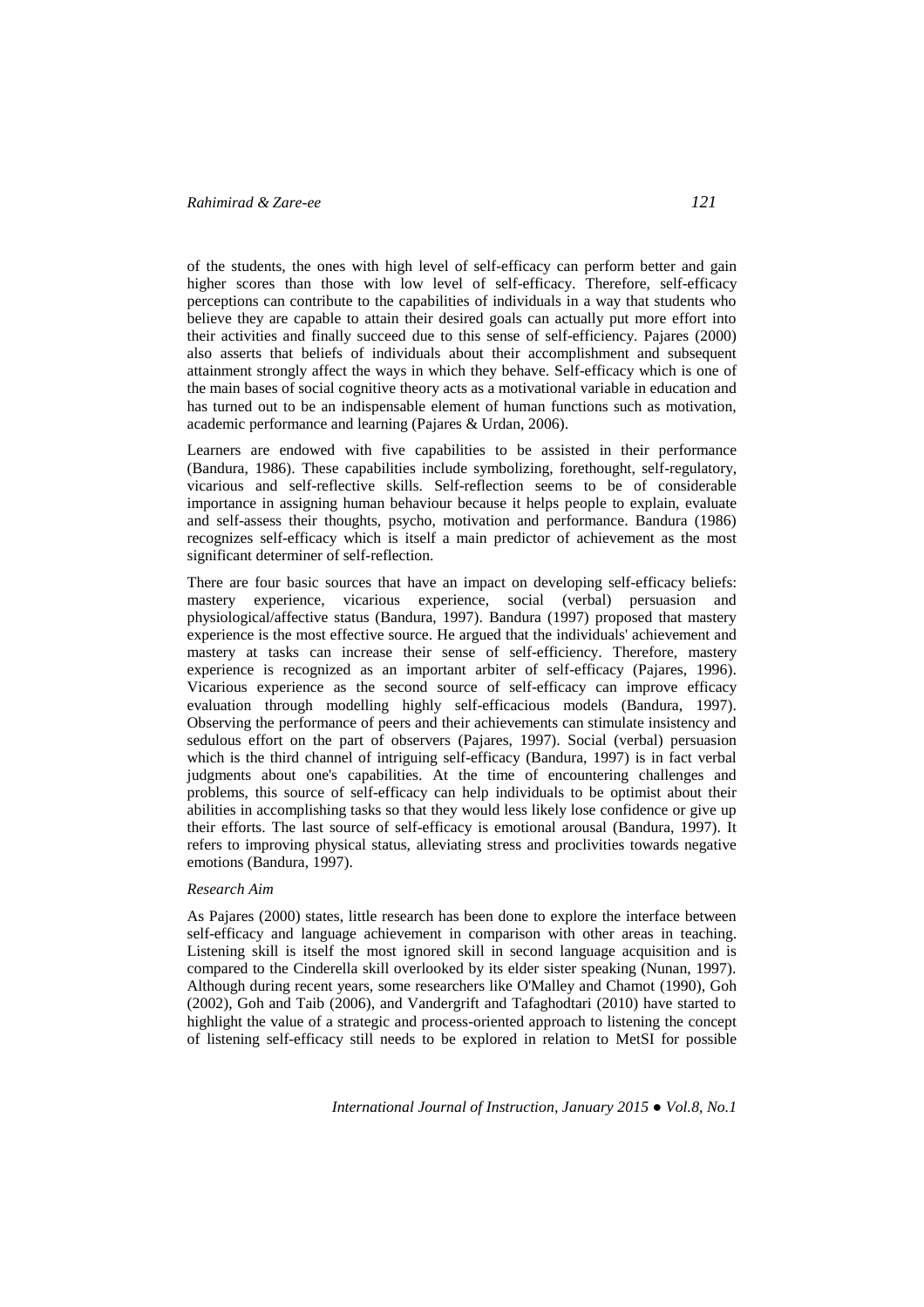of the students, the ones with high level of self-efficacy can perform better and gain higher scores than those with low level of self-efficacy. Therefore, self-efficacy perceptions can contribute to the capabilities of individuals in a way that students who believe they are capable to attain their desired goals can actually put more effort into their activities and finally succeed due to this sense of self-efficiency. Pajares (2000) also asserts that beliefs of individuals about their accomplishment and subsequent attainment strongly affect the ways in which they behave. Self-efficacy which is one of the main bases of social cognitive theory acts as a motivational variable in education and has turned out to be an indispensable element of human functions such as motivation, academic performance and learning (Pajares & Urdan, 2006).

Learners are endowed with five capabilities to be assisted in their performance (Bandura, 1986). These capabilities include symbolizing, forethought, self-regulatory, vicarious and self-reflective skills. Self-reflection seems to be of considerable importance in assigning human behaviour because it helps people to explain, evaluate and self-assess their thoughts, psycho, motivation and performance. Bandura (1986) recognizes self-efficacy which is itself a main predictor of achievement as the most significant determiner of self-reflection.

There are four basic sources that have an impact on developing self-efficacy beliefs: mastery experience, vicarious experience, social (verbal) persuasion and physiological/affective status (Bandura, 1997). Bandura (1997) proposed that mastery experience is the most effective source. He argued that the individuals' achievement and mastery at tasks can increase their sense of self-efficiency. Therefore, mastery experience is recognized as an important arbiter of self-efficacy (Pajares, 1996). Vicarious experience as the second source of self-efficacy can improve efficacy evaluation through modelling highly self-efficacious models (Bandura, 1997). Observing the performance of peers and their achievements can stimulate insistency and sedulous effort on the part of observers (Pajares, 1997). Social (verbal) persuasion which is the third channel of intriguing self-efficacy (Bandura, 1997) is in fact verbal judgments about one's capabilities. At the time of encountering challenges and problems, this source of self-efficacy can help individuals to be optimist about their abilities in accomplishing tasks so that they would less likely lose confidence or give up their efforts. The last source of self-efficacy is emotional arousal (Bandura, 1997). It refers to improving physical status, alleviating stress and proclivities towards negative emotions (Bandura, 1997).

*Research Aim*

As Pajares (2000) states, little research has been done to explore the interface between self-efficacy and language achievement in comparison with other areas in teaching. Listening skill is itself the most ignored skill in second language acquisition and is compared to the Cinderella skill overlooked by its elder sister speaking (Nunan, 1997). Although during recent years, some researchers like O'Malley and Chamot (1990), Goh (2002), Goh and Taib (2006), and Vandergrift and Tafaghodtari (2010) have started to highlight the value of a strategic and process-oriented approach to listening the concept of listening self-efficacy still needs to be explored in relation to MetSI for possible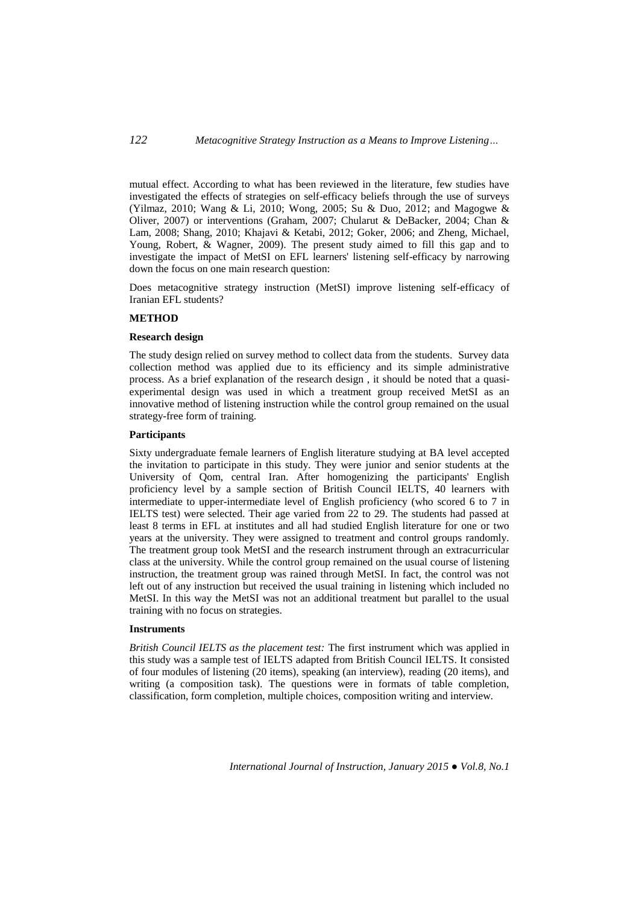mutual effect. According to what has been reviewed in the literature, few studies have investigated the effects of strategies on self-efficacy beliefs through the use of surveys (Yilmaz, 2010; Wang & Li, 2010; Wong, 2005; Su & Duo, 2012; and Magogwe & Oliver, 2007) or interventions (Graham, 2007; Chularut & DeBacker, 2004; Chan & Lam, 2008; Shang, 2010; Khajavi & Ketabi, 2012; Goker, 2006; and Zheng, Michael, Young, Robert, & Wagner, 2009). The present study aimed to fill this gap and to investigate the impact of MetSI on EFL learners' listening self-efficacy by narrowing down the focus on one main research question:

Does metacognitive strategy instruction (MetSI) improve listening self-efficacy of Iranian EFL students?

## METHOD

### Research design

The study design relied on survey method to collect data from the students. Survey data collection method was applied due to its efficiency and its simple administrative process. As a brief explanation of the research design , it should be noted that a quasi-experimental design was used in which a treatment group received MetSI as an innovative method of listening instruction while the control group remained on the usual strategy-free form of training.

### Participants

Sixty undergraduate female learners of English literature studying at BA level accepted the invitation to participate in this study. They were junior and senior students at the University of Qom, central Iran. After homogenizing the participants' English proficiency level by a sample section of British Council IELTS, 40 learners with intermediate to upper-intermediate level of English proficiency (who scored 6 to 7 in IELTS test) were selected. Their age varied from 22 to 29. The students had passed at least 8 terms in EFL at institutes and all had studied English literature for one or two years at the university. They were assigned to treatment and control groups randomly. The treatment group took MetSI and the research instrument through an extracurricular class at the university. While the control group remained on the usual course of listening instruction, the treatment group was rained through MetSI. In fact, the control was not left out of any instruction but received the usual training in listening which included no MetSI. In this way the MetSI was not an additional treatment but parallel to the usual training with no focus on strategies.

### Instruments

*British Council IELTS as the placement test:* The first instrument which was applied in this study was a sample test of IELTS adapted from British Council IELTS. It consisted of four modules of listening (20 items), speaking (an interview), reading (20 items), and writing (a composition task). The questions were in formats of table completion, classification, form completion, multiple choices, composition writing and interview.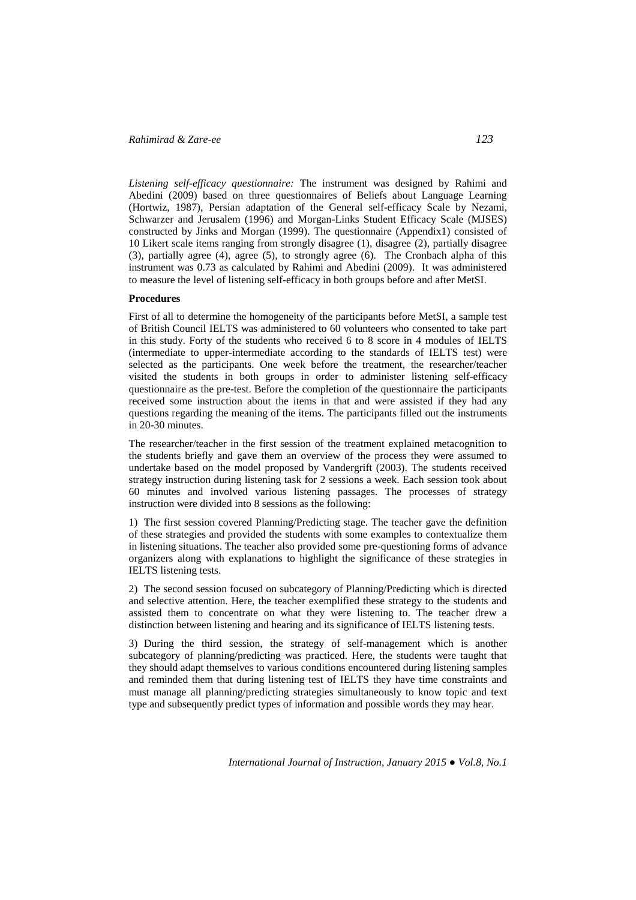*Listening self-efficacy questionnaire:* The instrument was designed by Rahimi and Abedini (2009) based on three questionnaires of Beliefs about Language Learning (Hortwiz, 1987), Persian adaptation of the General self-efficacy Scale by Nezami, Schwarzer and Jerusalem (1996) and Morgan-Links Student Efficacy Scale (MJSES) constructed by Jinks and Morgan (1999). The questionnaire (Appendix1) consisted of 10 Likert scale items ranging from strongly disagree (1), disagree (2), partially disagree (3), partially agree (4), agree (5), to strongly agree (6). The Cronbach alpha of this instrument was 0.73 as calculated by Rahimi and Abedini (2009). It was administered to measure the level of listening self-efficacy in both groups before and after MetSI.

**Procedures**

First of all to determine the homogeneity of the participants before MetSI, a sample test of British Council IELTS was administered to 60 volunteers who consented to take part in this study. Forty of the students who received 6 to 8 score in 4 modules of IELTS (intermediate to upper-intermediate according to the standards of IELTS test) were selected as the participants. One week before the treatment, the researcher/teacher visited the students in both groups in order to administer listening self-efficacy questionnaire as the pre-test. Before the completion of the questionnaire the participants received some instruction about the items in that and were assisted if they had any questions regarding the meaning of the items. The participants filled out the instruments in 20-30 minutes.

The researcher/teacher in the first session of the treatment explained metacognition to the students briefly and gave them an overview of the process they were assumed to undertake based on the model proposed by Vandergrift (2003). The students received strategy instruction during listening task for 2 sessions a week. Each session took about 60 minutes and involved various listening passages. The processes of strategy instruction were divided into 8 sessions as the following:

1) The first session covered Planning/Predicting stage. The teacher gave the definition of these strategies and provided the students with some examples to contextualize them in listening situations. The teacher also provided some pre-questioning forms of advance organizers along with explanations to highlight the significance of these strategies in IELTS listening tests.

2) The second session focused on subcategory of Planning/Predicting which is directed and selective attention. Here, the teacher exemplified these strategy to the students and assisted them to concentrate on what they were listening to. The teacher drew a distinction between listening and hearing and its significance of IELTS listening tests.

3) During the third session, the strategy of self-management which is another subcategory of planning/predicting was practiced. Here, the students were taught that they should adapt themselves to various conditions encountered during listening samples and reminded them that during listening test of IELTS they have time constraints and must manage all planning/predicting strategies simultaneously to know topic and text type and subsequently predict types of information and possible words they may hear.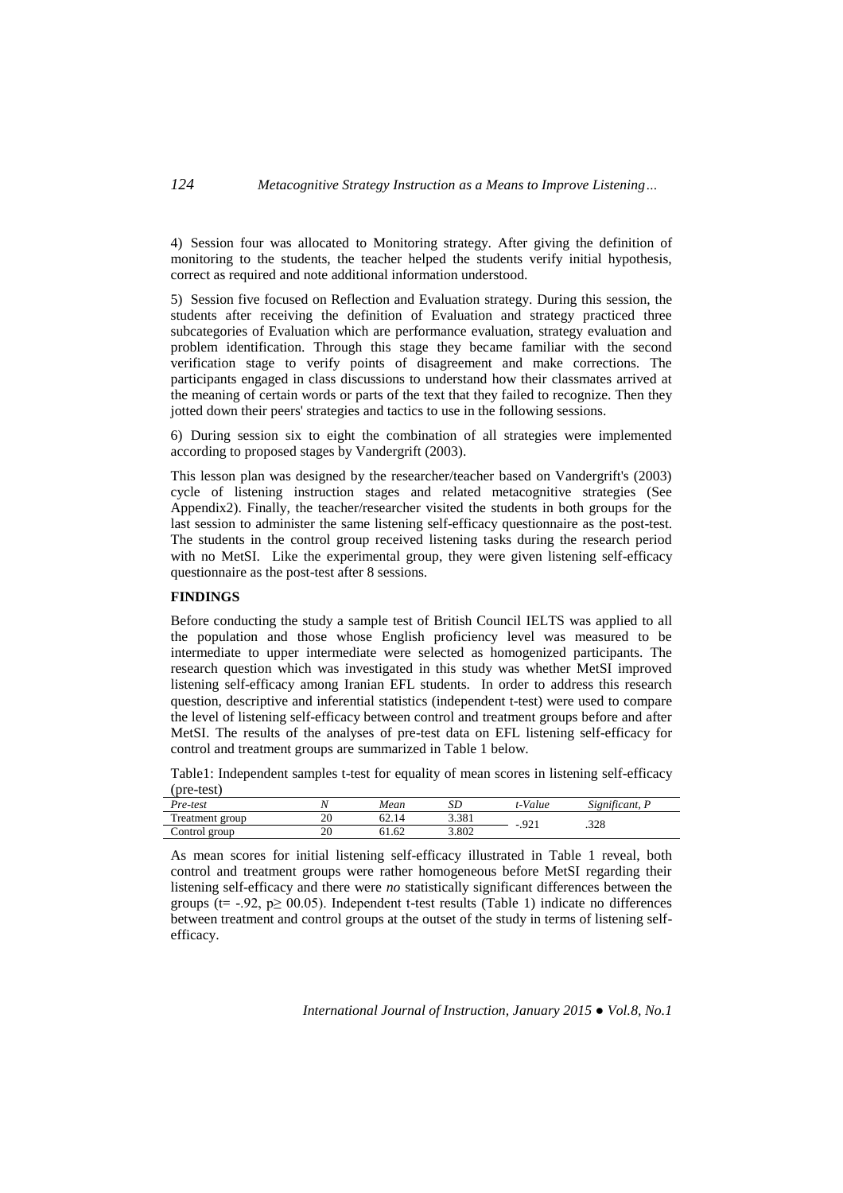4) Session four was allocated to Monitoring strategy. After giving the definition of monitoring to the students, the teacher helped the students verify initial hypothesis, correct as required and note additional information understood.

5) Session five focused on Reflection and Evaluation strategy. During this session, the students after receiving the definition of Evaluation and strategy practiced three subcategories of Evaluation which are performance evaluation, strategy evaluation and problem identification. Through this stage they became familiar with the second verification stage to verify points of disagreement and make corrections. The participants engaged in class discussions to understand how their classmates arrived at the meaning of certain words or parts of the text that they failed to recognize. Then they jotted down their peers' strategies and tactics to use in the following sessions.

6) During session six to eight the combination of all strategies were implemented according to proposed stages by Vandergrift (2003).

This lesson plan was designed by the researcher/teacher based on Vandergrift's (2003) cycle of listening instruction stages and related metacognitive strategies (See Appendix2). Finally, the teacher/researcher visited the students in both groups for the last session to administer the same listening self-efficacy questionnaire as the post-test. The students in the control group received listening tasks during the research period with no MetSI. Like the experimental group, they were given listening self-efficacy questionnaire as the post-test after 8 sessions.

## FINDINGS

Before conducting the study a sample test of British Council IELTS was applied to all the population and those whose English proficiency level was measured to be intermediate to upper intermediate were selected as homogenized participants. The research question which was investigated in this study was whether MetSI improved listening self-efficacy among Iranian EFL students. In order to address this research question, descriptive and inferential statistics (independent t-test) were used to compare the level of listening self-efficacy between control and treatment groups before and after MetSI. The results of the analyses of pre-test data on EFL listening self-efficacy for control and treatment groups are summarized in Table 1 below.

Table1: Independent samples t-test for equality of mean scores in listening self-efficacy (pre-test)

| *Pre-test* | *N* | *Mean* | *SD* | *t-Value* | *Significant, P* |
|---|---|---|---|---|---|
| Treatment group | 20 | 62.14 | 3.381 | -.921 | .328 |
| Control group | 20 | 61.62 | 3.802 | | |

As mean scores for initial listening self-efficacy illustrated in Table 1 reveal, both control and treatment groups were rather homogeneous before MetSI regarding their listening self-efficacy and there were *no* statistically significant differences between the groups ($t= -.92$, $p\geq 00.05$). Independent t-test results (Table 1) indicate no differences between treatment and control groups at the outset of the study in terms of listening self-efficacy.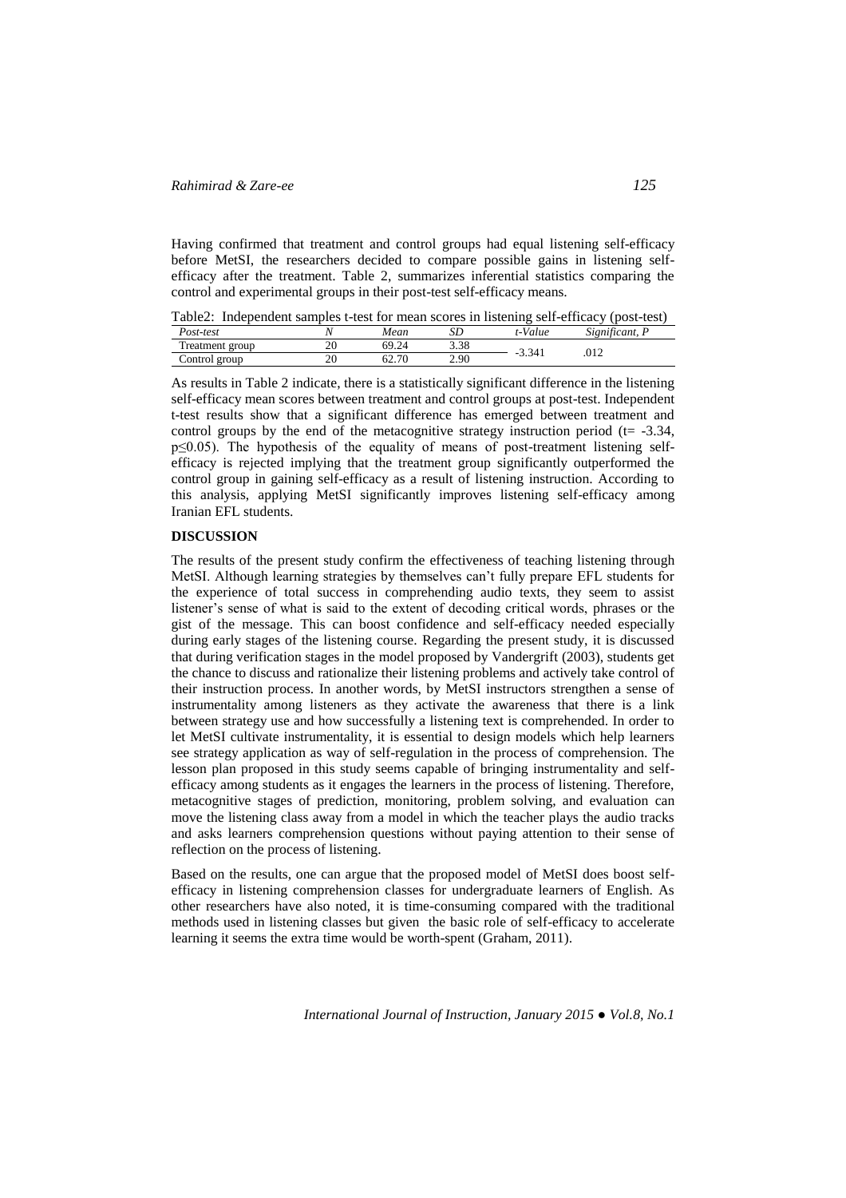Having confirmed that treatment and control groups had equal listening self-efficacy before MetSI, the researchers decided to compare possible gains in listening self-efficacy after the treatment. Table 2, summarizes inferential statistics comparing the control and experimental groups in their post-test self-efficacy means.

Table2: Independent samples t-test for mean scores in listening self-efficacy (post-test)

| *Post-test* | *N* | *Mean* | *SD* | *t-Value* | *Significant, P* |
|---|---|---|---|---|---|
| Treatment group | 20 | 69.24 | 3.38 | -3.341 | .012 |
| Control group | 20 | 62.70 | 2.90 | | |

As results in Table 2 indicate, there is a statistically significant difference in the listening self-efficacy mean scores between treatment and control groups at post-test. Independent t-test results show that a significant difference has emerged between treatment and control groups by the end of the metacognitive strategy instruction period ($t = -3.34$, $p \leq 0.05$). The hypothesis of the equality of means of post-treatment listening self-efficacy is rejected implying that the treatment group significantly outperformed the control group in gaining self-efficacy as a result of listening instruction. According to this analysis, applying MetSI significantly improves listening self-efficacy among Iranian EFL students.

## DISCUSSION

The results of the present study confirm the effectiveness of teaching listening through MetSI. Although learning strategies by themselves can't fully prepare EFL students for the experience of total success in comprehending audio texts, they seem to assist listener's sense of what is said to the extent of decoding critical words, phrases or the gist of the message. This can boost confidence and self-efficacy needed especially during early stages of the listening course. Regarding the present study, it is discussed that during verification stages in the model proposed by Vandergrift (2003), students get the chance to discuss and rationalize their listening problems and actively take control of their instruction process. In another words, by MetSI instructors strengthen a sense of instrumentality among listeners as they activate the awareness that there is a link between strategy use and how successfully a listening text is comprehended. In order to let MetSI cultivate instrumentality, it is essential to design models which help learners see strategy application as way of self-regulation in the process of comprehension. The lesson plan proposed in this study seems capable of bringing instrumentality and self-efficacy among students as it engages the learners in the process of listening. Therefore, metacognitive stages of prediction, monitoring, problem solving, and evaluation can move the listening class away from a model in which the teacher plays the audio tracks and asks learners comprehension questions without paying attention to their sense of reflection on the process of listening.

Based on the results, one can argue that the proposed model of MetSI does boost self-efficacy in listening comprehension classes for undergraduate learners of English. As other researchers have also noted, it is time-consuming compared with the traditional methods used in listening classes but given the basic role of self-efficacy to accelerate learning it seems the extra time would be worth-spent (Graham, 2011).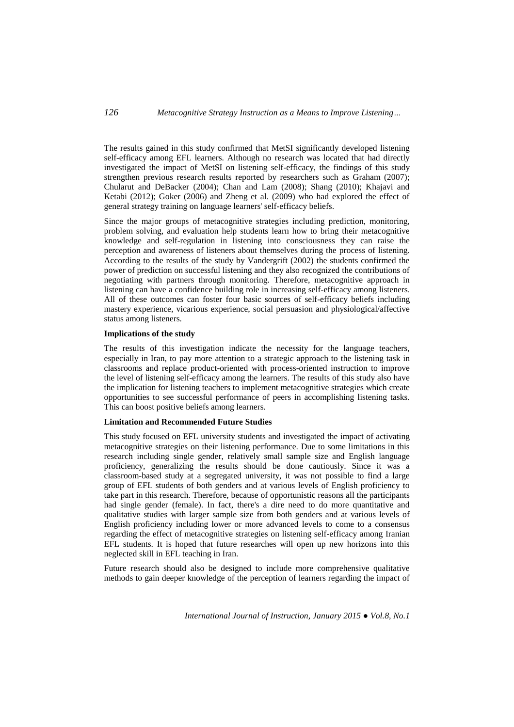The results gained in this study confirmed that MetSI significantly developed listening self-efficacy among EFL learners. Although no research was located that had directly investigated the impact of MetSI on listening self-efficacy, the findings of this study strengthen previous research results reported by researchers such as Graham (2007); Chularut and DeBacker (2004); Chan and Lam (2008); Shang (2010); Khajavi and Ketabi (2012); Goker (2006) and Zheng et al. (2009) who had explored the effect of general strategy training on language learners' self-efficacy beliefs.

Since the major groups of metacognitive strategies including prediction, monitoring, problem solving, and evaluation help students learn how to bring their metacognitive knowledge and self-regulation in listening into consciousness they can raise the perception and awareness of listeners about themselves during the process of listening. According to the results of the study by Vandergrift (2002) the students confirmed the power of prediction on successful listening and they also recognized the contributions of negotiating with partners through monitoring. Therefore, metacognitive approach in listening can have a confidence building role in increasing self-efficacy among listeners. All of these outcomes can foster four basic sources of self-efficacy beliefs including mastery experience, vicarious experience, social persuasion and physiological/affective status among listeners.

**Implications of the study**

The results of this investigation indicate the necessity for the language teachers, especially in Iran, to pay more attention to a strategic approach to the listening task in classrooms and replace product-oriented with process-oriented instruction to improve the level of listening self-efficacy among the learners. The results of this study also have the implication for listening teachers to implement metacognitive strategies which create opportunities to see successful performance of peers in accomplishing listening tasks. This can boost positive beliefs among learners.

**Limitation and Recommended Future Studies**

This study focused on EFL university students and investigated the impact of activating metacognitive strategies on their listening performance. Due to some limitations in this research including single gender, relatively small sample size and English language proficiency, generalizing the results should be done cautiously. Since it was a classroom-based study at a segregated university, it was not possible to find a large group of EFL students of both genders and at various levels of English proficiency to take part in this research. Therefore, because of opportunistic reasons all the participants had single gender (female). In fact, there's a dire need to do more quantitative and qualitative studies with larger sample size from both genders and at various levels of English proficiency including lower or more advanced levels to come to a consensus regarding the effect of metacognitive strategies on listening self-efficacy among Iranian EFL students. It is hoped that future researches will open up new horizons into this neglected skill in EFL teaching in Iran.

Future research should also be designed to include more comprehensive qualitative methods to gain deeper knowledge of the perception of learners regarding the impact of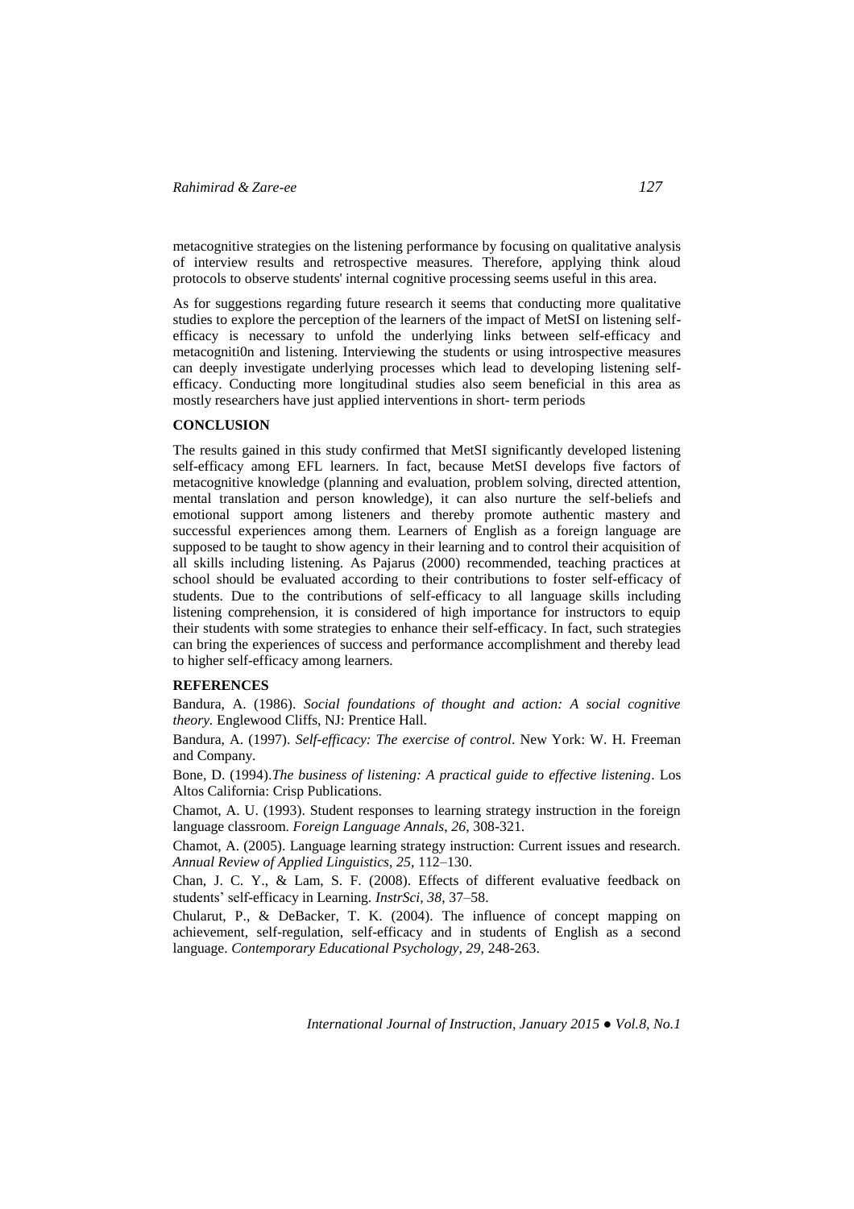metacognitive strategies on the listening performance by focusing on qualitative analysis of interview results and retrospective measures. Therefore, applying think aloud protocols to observe students' internal cognitive processing seems useful in this area.

As for suggestions regarding future research it seems that conducting more qualitative studies to explore the perception of the learners of the impact of MetSI on listening self-efficacy is necessary to unfold the underlying links between self-efficacy and metacogniti0n and listening. Interviewing the students or using introspective measures can deeply investigate underlying processes which lead to developing listening self-efficacy. Conducting more longitudinal studies also seem beneficial in this area as mostly researchers have just applied interventions in short- term periods

## CONCLUSION

The results gained in this study confirmed that MetSI significantly developed listening self-efficacy among EFL learners. In fact, because MetSI develops five factors of metacognitive knowledge (planning and evaluation, problem solving, directed attention, mental translation and person knowledge), it can also nurture the self-beliefs and emotional support among listeners and thereby promote authentic mastery and successful experiences among them. Learners of English as a foreign language are supposed to be taught to show agency in their learning and to control their acquisition of all skills including listening. As Pajarus (2000) recommended, teaching practices at school should be evaluated according to their contributions to foster self-efficacy of students. Due to the contributions of self-efficacy to all language skills including listening comprehension, it is considered of high importance for instructors to equip their students with some strategies to enhance their self-efficacy. In fact, such strategies can bring the experiences of success and performance accomplishment and thereby lead to higher self-efficacy among learners.

## REFERENCES

Bandura, A. (1986). *Social foundations of thought and action: A social cognitive theory.* Englewood Cliffs, NJ: Prentice Hall.

Bandura, A. (1997). *Self-efficacy: The exercise of control*. New York: W. H. Freeman and Company.

Bone, D. (1994).*The business of listening: A practical guide to effective listening*. Los Altos California: Crisp Publications.

Chamot, A. U. (1993). Student responses to learning strategy instruction in the foreign language classroom. *Foreign Language Annals*, *26*, 308-321.

Chamot, A. (2005). Language learning strategy instruction: Current issues and research. *Annual Review of Applied Linguistics*, *25*, 112–130.

Chan, J. C. Y., & Lam, S. F. (2008). Effects of different evaluative feedback on students' self-efficacy in Learning. *InstrSci, 38*, 37–58.

Chularut, P., & DeBacker, T. K. (2004). The influence of concept mapping on achievement, self-regulation, self-efficacy and in students of English as a second language. *Contemporary Educational Psychology, 29,* 248-263.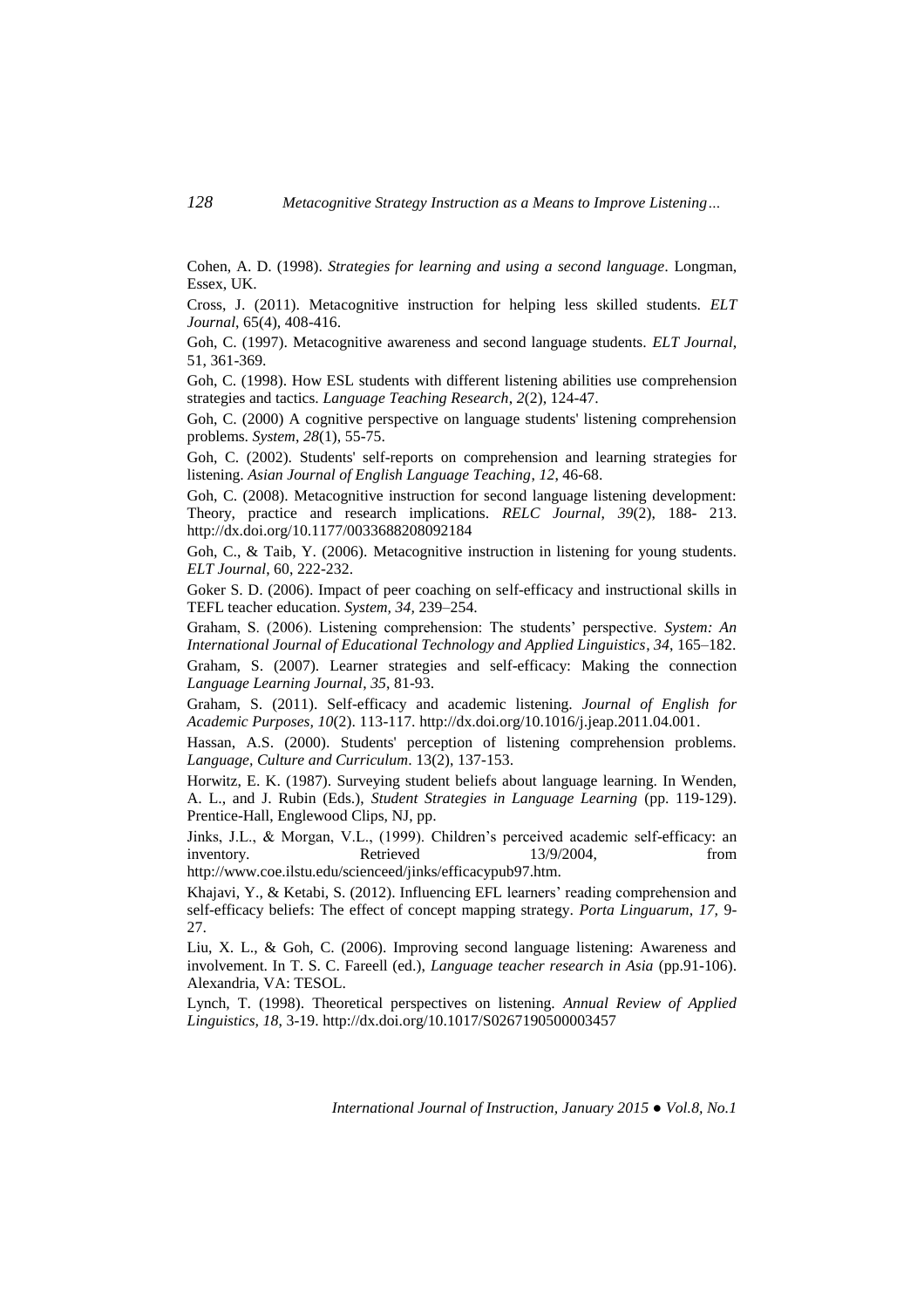Cohen, A. D. (1998). *Strategies for learning and using a second language*. Longman, Essex, UK.

Cross, J. (2011). Metacognitive instruction for helping less skilled students. *ELT Journal*, 65(4), 408-416.

Goh, C. (1997). Metacognitive awareness and second language students. *ELT Journal*, 51, 361-369.

Goh, C. (1998). How ESL students with different listening abilities use comprehension strategies and tactics. *Language Teaching Research*, *2*(2), 124-47.

Goh, C. (2000) A cognitive perspective on language students' listening comprehension problems. *System*, *28*(1), 55-75.

Goh, C. (2002). Students' self-reports on comprehension and learning strategies for listening. *Asian Journal of English Language Teaching*, *12*, 46-68.

Goh, C. (2008). Metacognitive instruction for second language listening development: Theory, practice and research implications. *RELC Journal*, *39*(2), 188- 213. http://dx.doi.org/10.1177/0033688208092184

Goh, C., & Taib, Y. (2006). Metacognitive instruction in listening for young students. *ELT Journal*, 60, 222-232.

Goker S. D. (2006). Impact of peer coaching on self-efficacy and instructional skills in TEFL teacher education. *System, 34,* 239–254.

Graham, S. (2006). Listening comprehension: The students' perspective. *System: An International Journal of Educational Technology and Applied Linguistics*, *34*, 165–182.

Graham, S. (2007). Learner strategies and self-efficacy: Making the connection *Language Learning Journal*, *35*, 81-93.

Graham, S. (2011). Self-efficacy and academic listening. *Journal of English for Academic Purposes, 10*(2). 113-117. http://dx.doi.org/10.1016/j.jeap.2011.04.001.

Hassan, A.S. (2000). Students' perception of listening comprehension problems. *Language, Culture and Curriculum*. 13(2), 137-153.

Horwitz, E. K. (1987). Surveying student beliefs about language learning. In Wenden, A. L., and J. Rubin (Eds.), *Student Strategies in Language Learning* (pp. 119-129). Prentice-Hall, Englewood Clips, NJ, pp.

Jinks, J.L., & Morgan, V.L., (1999). Children's perceived academic self-efficacy: an inventory. Retrieved 13/9/2004, from http://www.coe.ilstu.edu/scienceed/jinks/efficacypub97.htm.

Khajavi, Y., & Ketabi, S. (2012). Influencing EFL learners' reading comprehension and self-efficacy beliefs: The effect of concept mapping strategy. *Porta Linguarum*, *17*, 9-27.

Liu, X. L., & Goh, C. (2006). Improving second language listening: Awareness and involvement. In T. S. C. Fareell (ed.), *Language teacher research in Asia* (pp.91-106). Alexandria, VA: TESOL.

Lynch, T. (1998). Theoretical perspectives on listening. *Annual Review of Applied Linguistics, 18*, 3-19. http://dx.doi.org/10.1017/S0267190500003457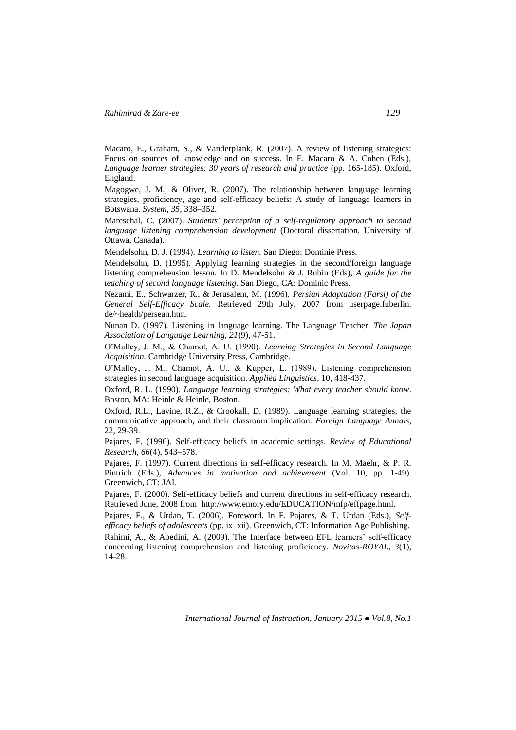Macaro, E., Graham, S., & Vanderplank, R. (2007). A review of listening strategies: Focus on sources of knowledge and on success. In E. Macaro & A. Cohen (Eds.), *Language learner strategies: 30 years of research and practice* (pp. 165-185). Oxford, England.

Magogwe, J. M., & Oliver, R. (2007). The relationship between language learning strategies, proficiency, age and self-efficacy beliefs: A study of language learners in Botswana. *System, 35*, 338–352.

Mareschal, C. (2007). *Students' perception of a self-regulatory approach to second language listening comprehension development* (Doctoral dissertation, University of Ottawa, Canada).

Mendelsohn, D. J. (1994). *Learning to listen.* San Diego: Dominie Press.

Mendelsohn, D. (1995). Applying learning strategies in the second/foreign language listening comprehension lesson. In D. Mendelsohn & J. Rubin (Eds), *A guide for the teaching of second language listening*. San Diego, CA: Dominic Press.

Nezami, E., Schwarzer, R., & Jerusalem, M. (1996). *Persian Adaptation (Farsi) of the General Self-Efficacy Scale.* Retrieved 29th July, 2007 from userpage.fuberlin. de/~health/persean.htm.

Nunan D. (1997). Listening in language learning. The Language Teacher. *The Japan Association of Language Learning, 21*(9), 47-51.

O'Malley, J. M., & Chamot, A. U. (1990). *Learning Strategies in Second Language Acquisition.* Cambridge University Press, Cambridge.

O'Malley, J. M., Chamot, A. U., & Kupper, L. (1989). Listening comprehension strategies in second language acquisition. *Applied Linguistics*, 10, 418-437.

Oxford, R. L. (1990). *Language learning strategies: What every teacher should know*. Boston, MA: Heinle & Heinle, Boston.

Oxford, R.L., Lavine, R.Z., & Crookall, D. (1989). Language learning strategies, the communicative approach, and their classroom implication. *Foreign Language Annals*, 22, 29-39.

Pajares, F. (1996). Self-efficacy beliefs in academic settings. *Review of Educational Research, 66*(4), 543–578.

Pajares, F. (1997). Current directions in self-efficacy research. In M. Maehr, & P. R. Pintrich (Eds.), *Advances in motivation and achievement* (Vol. 10, pp. 1-49). Greenwich, CT: JAI.

Pajares, F. (2000). Self-efficacy beliefs and current directions in self-efficacy research. Retrieved June, 2008 from http://www.emory.edu/EDUCATION/mfp/effpage.html.

Pajares, F., & Urdan, T. (2006). Foreword. In F. Pajares, & T. Urdan (Eds.), *Self-efficacy beliefs of adolescents* (pp. ix–xii). Greenwich, CT: Information Age Publishing.

Rahimi, A., & Abedini, A. (2009). The Interface between EFL learners' self-efficacy concerning listening comprehension and listening proficiency. *Novitas-ROYAL, 3*(1), 14-28.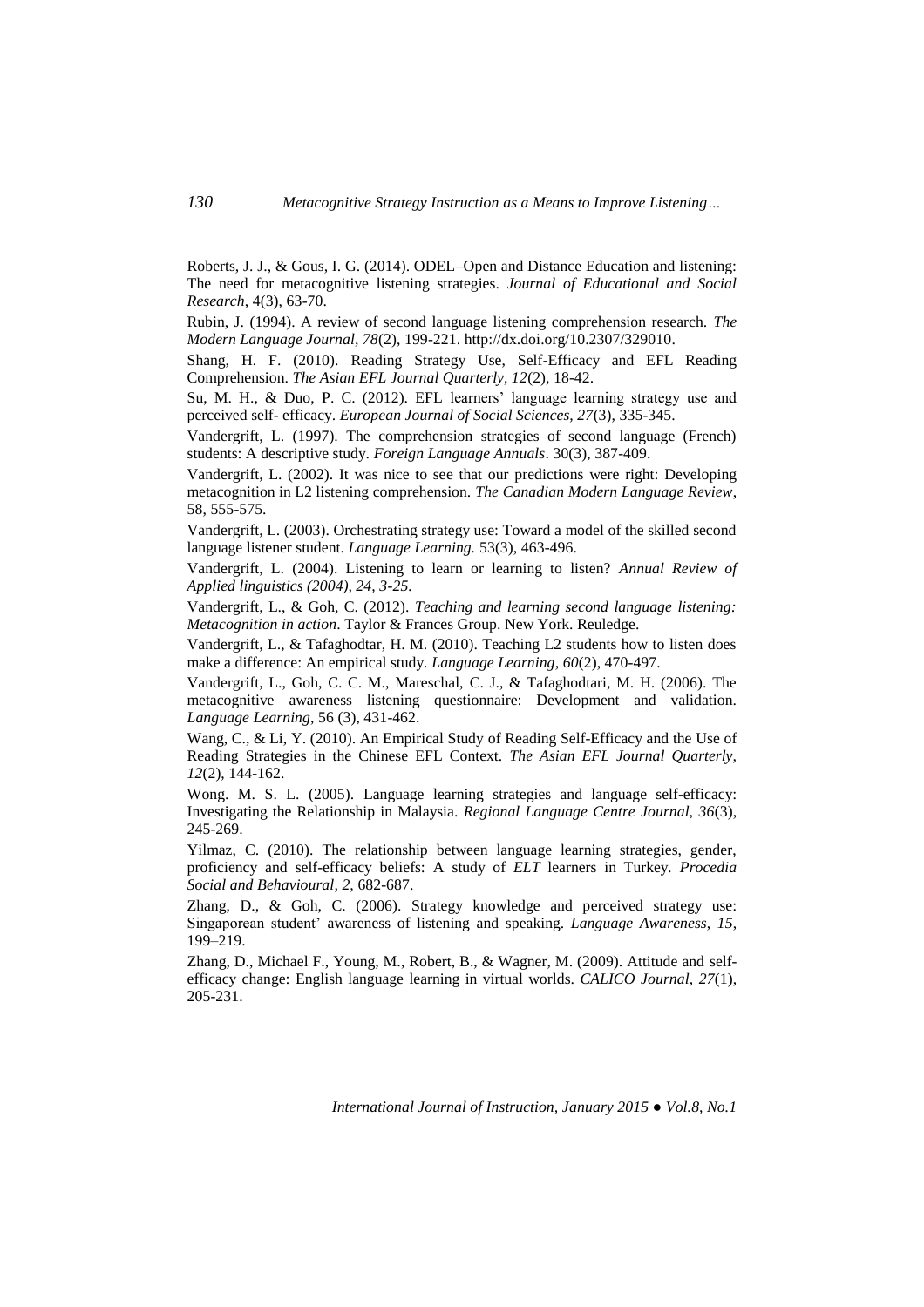Roberts, J. J., & Gous, I. G. (2014). ODEL–Open and Distance Education and listening: The need for metacognitive listening strategies. *Journal of Educational and Social Research*, 4(3), 63-70.

Rubin, J. (1994). A review of second language listening comprehension research. *The Modern Language Journal, 78*(2), 199-221. http://dx.doi.org/10.2307/329010.

Shang, H. F. (2010). Reading Strategy Use, Self-Efficacy and EFL Reading Comprehension. *The Asian EFL Journal Quarterly, 12*(2), 18-42.

Su, M. H., & Duo, P. C. (2012). EFL learners' language learning strategy use and perceived self- efficacy. *European Journal of Social Sciences, 27*(3), 335-345.

Vandergrift, L. (1997). The comprehension strategies of second language (French) students: A descriptive study. *Foreign Language Annuals*. 30(3), 387-409.

Vandergrift, L. (2002). It was nice to see that our predictions were right: Developing metacognition in L2 listening comprehension. *The Canadian Modern Language Review*, 58, 555-575.

Vandergrift, L. (2003). Orchestrating strategy use: Toward a model of the skilled second language listener student. *Language Learning.* 53(3), 463-496.

Vandergrift, L. (2004). Listening to learn or learning to listen? *Annual Review of Applied linguistics (2004), 24, 3-25.*

Vandergrift, L., & Goh, C. (2012). *Teaching and learning second language listening: Metacognition in action*. Taylor & Frances Group. New York. Reuledge.

Vandergrift, L., & Tafaghodtar, H. M. (2010). Teaching L2 students how to listen does make a difference: An empirical study. *Language Learning, 60*(2), 470-497.

Vandergrift, L., Goh, C. C. M., Mareschal, C. J., & Tafaghodtari, M. H. (2006). The metacognitive awareness listening questionnaire: Development and validation. *Language Learning*, 56 (3), 431-462.

Wang, C., & Li, Y. (2010). An Empirical Study of Reading Self-Efficacy and the Use of Reading Strategies in the Chinese EFL Context. *The Asian EFL Journal Quarterly, 12*(2), 144-162.

Wong. M. S. L. (2005). Language learning strategies and language self-efficacy: Investigating the Relationship in Malaysia. *Regional Language Centre Journal, 36*(3), 245-269.

Yilmaz, C. (2010). The relationship between language learning strategies, gender, proficiency and self-efficacy beliefs: A study of *ELT* learners in Turkey. *Procedia Social and Behavioural, 2*, 682-687.

Zhang, D., & Goh, C. (2006). Strategy knowledge and perceived strategy use: Singaporean student' awareness of listening and speaking. *Language Awareness, 15*, 199–219.

Zhang, D., Michael F., Young, M., Robert, B., & Wagner, M. (2009). Attitude and self-efficacy change: English language learning in virtual worlds. *CALICO Journal, 27*(1), 205-231.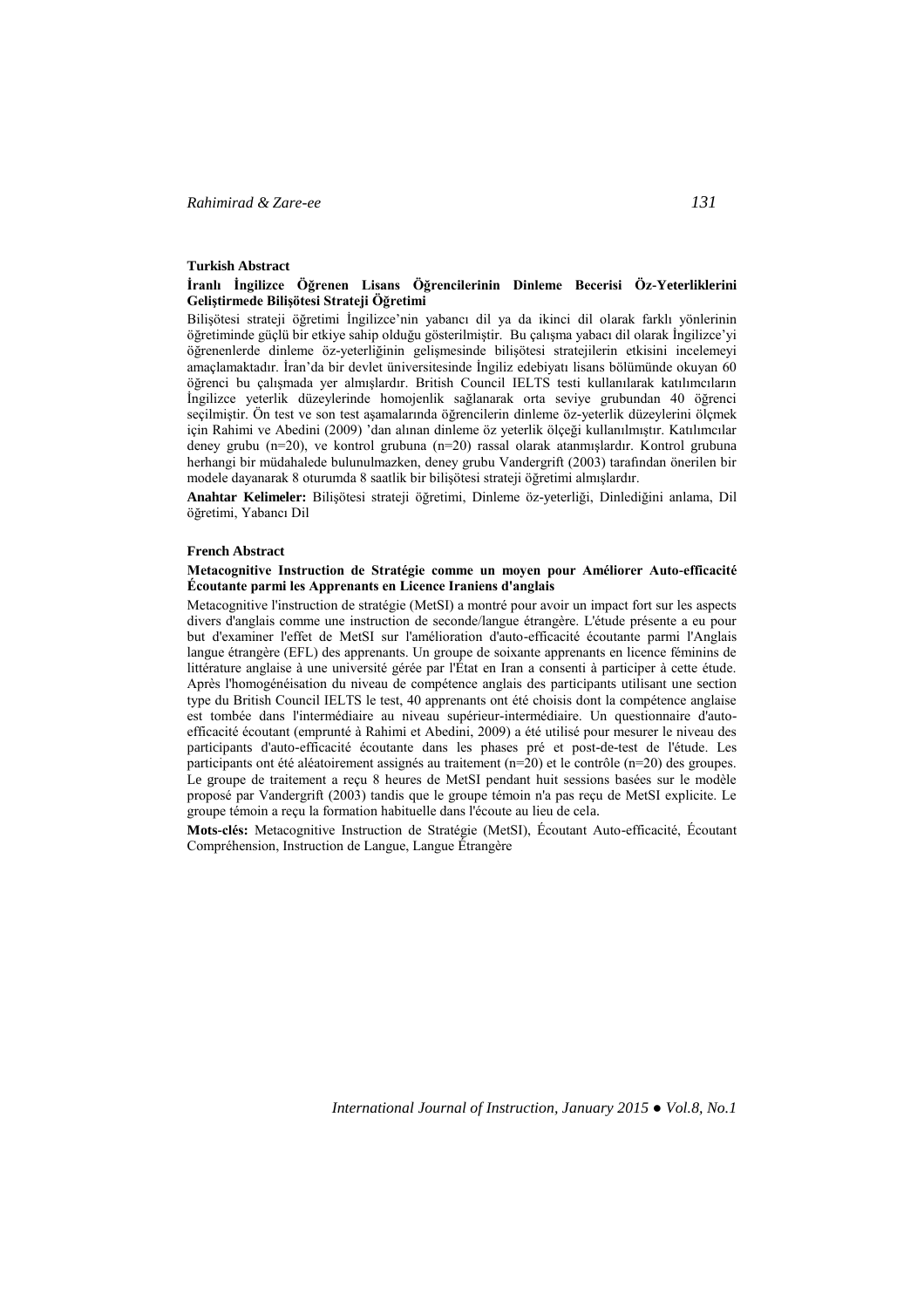**Turkish Abstract**

**İranlı İngilizce Öğrenen Lisans Öğrencilerinin Dinleme Becerisi Öz-Yeterliklerini Geliştirmede Bilişötesi Strateji Öğretimi**

Bilişötesi strateji öğretimi İngilizce'nin yabancı dil ya da ikinci dil olarak farklı yönlerinin öğretiminde güçlü bir etkiye sahip olduğu gösterilmiştir. Bu çalışma yabacı dil olarak İngilizce'yi öğrenenlerde dinleme öz-yeterliğinin gelişmesinde bilişötesi stratejilerin etkisini incelemeyi amaçlamaktadır. İran'da bir devlet üniversitesinde İngiliz edebiyatı lisans bölümünde okuyan 60 öğrenci bu çalışmada yer almışlardır. British Council IELTS testi kullanılarak katılımcıların İngilizce yeterlik düzeylerinde homojenlik sağlanarak orta seviye grubundan 40 öğrenci seçilmiştir. Ön test ve son test aşamalarında öğrencilerin dinleme öz-yeterlik düzeylerini ölçmek için Rahimi ve Abedini (2009) 'dan alınan dinleme öz yeterlik ölçeği kullanılmıştır. Katılımcılar deney grubu (n=20), ve kontrol grubuna (n=20) rassal olarak atanmışlardır. Kontrol grubuna herhangi bir müdahalede bulunulmazken, deney grubu Vandergrift (2003) tarafından önerilen bir modele dayanarak 8 oturumda 8 saatlik bir bilişötesi strateji öğretimi almışlardır.

**Anahtar Kelimeler:** Bilişötesi strateji öğretimi, Dinleme öz-yeterliği, Dinlediğini anlama, Dil öğretimi, Yabancı Dil

**French Abstract**

**Metacognitive Instruction de Stratégie comme un moyen pour Améliorer Auto-efficacité Écoutante parmi les Apprenants en Licence Iraniens d'anglais**

Metacognitive l'instruction de stratégie (MetSI) a montré pour avoir un impact fort sur les aspects divers d'anglais comme une instruction de seconde/langue étrangère. L'étude présente a eu pour but d'examiner l'effet de MetSI sur l'amélioration d'auto-efficacité écoutante parmi l'Anglais langue étrangère (EFL) des apprenants. Un groupe de soixante apprenants en licence féminins de littérature anglaise à une université gérée par l'État en Iran a consenti à participer à cette étude. Après l'homogénéisation du niveau de compétence anglais des participants utilisant une section type du British Council IELTS le test, 40 apprenants ont été choisis dont la compétence anglaise est tombée dans l'intermédiaire au niveau supérieur-intermédiaire. Un questionnaire d'auto-efficacité écoutant (emprunté à Rahimi et Abedini, 2009) a été utilisé pour mesurer le niveau des participants d'auto-efficacité écoutante dans les phases pré et post-de-test de l'étude. Les participants ont été aléatoirement assignés au traitement (n=20) et le contrôle (n=20) des groupes. Le groupe de traitement a reçu 8 heures de MetSI pendant huit sessions basées sur le modèle proposé par Vandergrift (2003) tandis que le groupe témoin n'a pas reçu de MetSI explicite. Le groupe témoin a reçu la formation habituelle dans l'écoute au lieu de cela.

**Mots-clés:** Metacognitive Instruction de Stratégie (MetSI), Écoutant Auto-efficacité, Écoutant Compréhension, Instruction de Langue, Langue Étrangère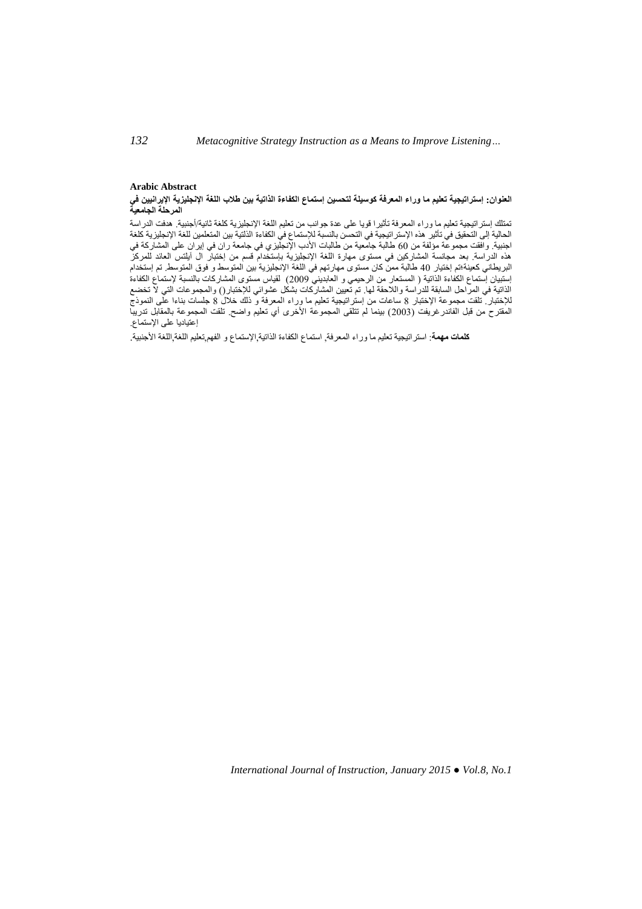**Arabic Abstract**

**العنوان: إستراتيجية تعليم ما وراء المعرفة كوسيلة لتحسين إستماع الكفاءة الذاتية بين طلاب اللغة الإنجليزية الإيرانيين في المرحلة الجامعية**

تمتلك إستراتيجية تعليم ما وراء المعرفة تأثيرا قويا على عدة جوانب من تعليم اللغة الإنجليزية كلغة ثانية/أجنبية. هدفت الدراسة الحالية إلى التحقيق في تأثير هذه الإستراتيجية في التحسن بالنسبة للإستماع في الكفاءة الذاتية بين المتعلمين للغة الإنجليزية كلغة اجنبية. وافقت مجموعة مؤلفة من 60 طالبة جامعية من طالبات الأدب الإنجليزي في جامعة ران في إيران على المشاركة في هذه الدراسة. بعد مجانسة المشاركين في مستوى مهارة اللغة الإنجليزية بإستخدام قسم من إختبار ال آيلتس العائد للمركز البريطاني كعينة؛تم إختيار 40 طالبة ممن كان مستوى مهارتهم في اللغة الإنجليزية بين المتوسط و فوق المتوسط. تم إستخدام إستبيان إستماع الكفاءة الذاتية ( المستعار من الرحيمي و العابديني 2009) لقياس مستوى المشاركات بالنسبة لإستماع الكفاءة الذاتية في المراحل السابقة للدراسة واللاحقة لها. تم تعيين المشاركات بشكل عشوائي للإختبار() والمجموعات التي لا تخضع للإختبار. تلقت مجموعة الإختبار 8 ساعات من إستراتيجية تعليم ما وراء المعرفة و ذلك خلال 8 جلسات بناءا على النموذج المقترح من قبل الفاندرغريفت (2003) بينما لم تتلقى المجموعة الأخرى أي تعليم واضح. تلقت المجموعة بالمقابل تدريبا إعتياديا على الإستماع.

**كلمات مهمة**: استراتيجية تعليم ما وراء المعرفة, استماع الكفاءة الذاتية,الإستماع و الفهم,تعليم اللغة,اللغة الأجنبية.